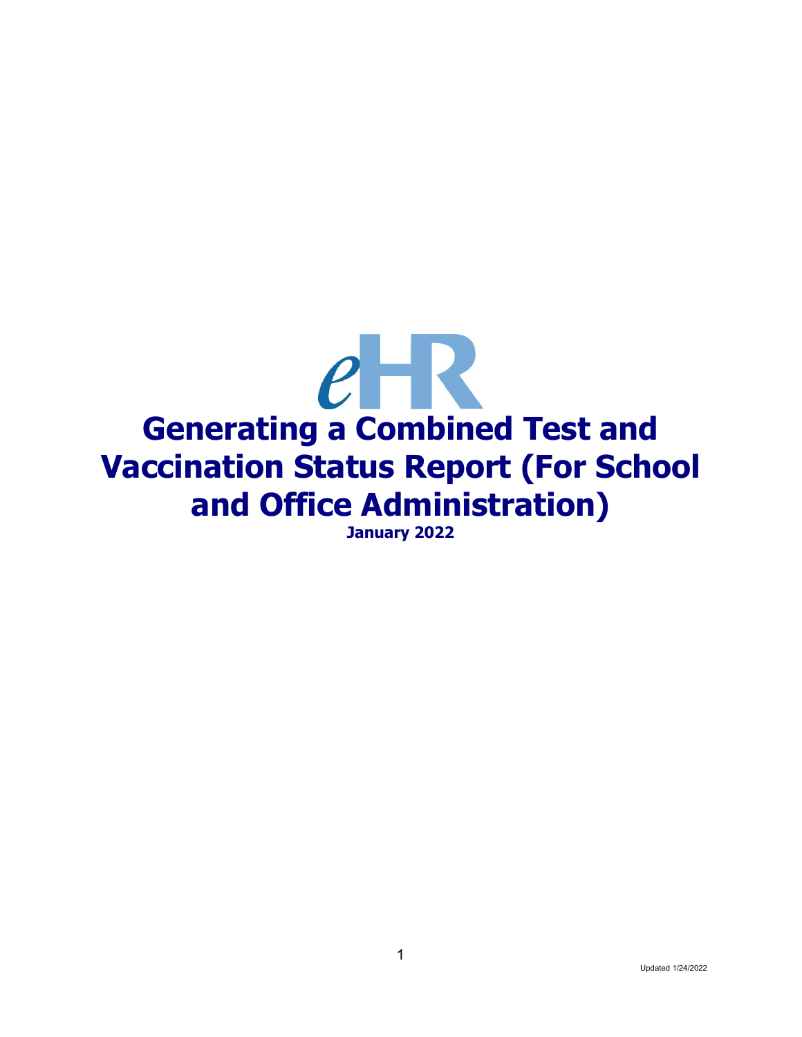eHR

# Generating a Combined Test and Vaccination Status Report (For School and Office Administration)

**January 2022**

Updated 1/24/2022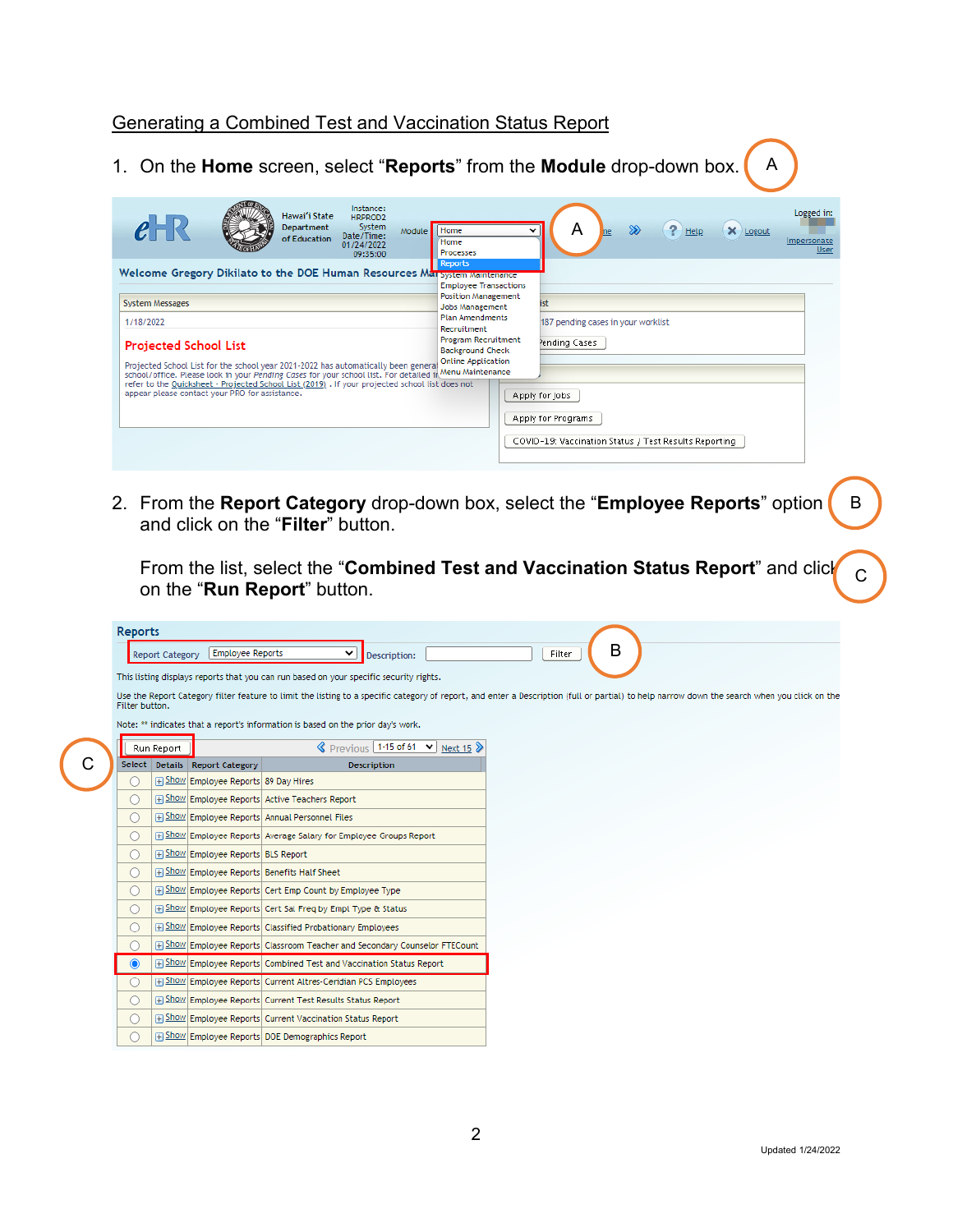## Generating a Combined Test and Vaccination Status Report

1. On the **Home** screen, select "**Reports**" from the **Module** drop-down box. (A)

2. From the **Report Category** drop-down box, select the "**Employee Reports**" option and click on the "**Filter**" button. (B)

   From the list, select the "**Combined Test and Vaccination Status Report**" and click on the "**Run Report**" button. (C)

Updated 1/24/2022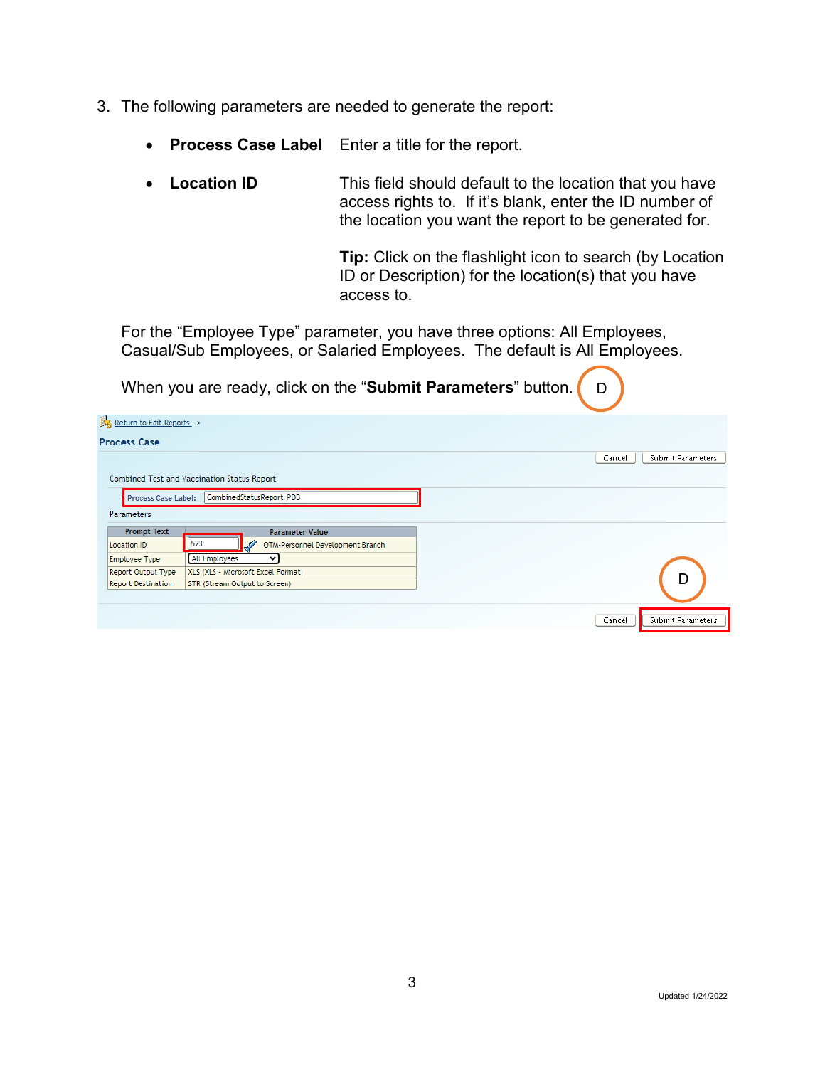3. The following parameters are needed to generate the report:

   - **Process Case Label** Enter a title for the report.

   - **Location ID** This field should default to the location that you have access rights to. If it's blank, enter the ID number of the location you want the report to be generated for.

     **Tip:** Click on the flashlight icon to search (by Location ID or Description) for the location(s) that you have access to.

   For the "Employee Type" parameter, you have three options: All Employees, Casual/Sub Employees, or Salaried Employees. The default is All Employees.

   When you are ready, click on the "**Submit Parameters**" button. D

Return to Edit Reports >

Process Case

Cancel | Submit Parameters

Combined Test and Vaccination Status Report

Process Case Label: CombinedStatusReport_PDB

Parameters

| Prompt Text | Parameter Value |
|---|---|
| Location ID | 523 OTM-Personnel Development Branch |
| Employee Type | All Employees |
| Report Output Type | XLS (XLS - Microsoft Excel Format) |
| Report Destination | STR (Stream Output to Screen) |

D

Cancel | Submit Parameters

Updated 1/24/2022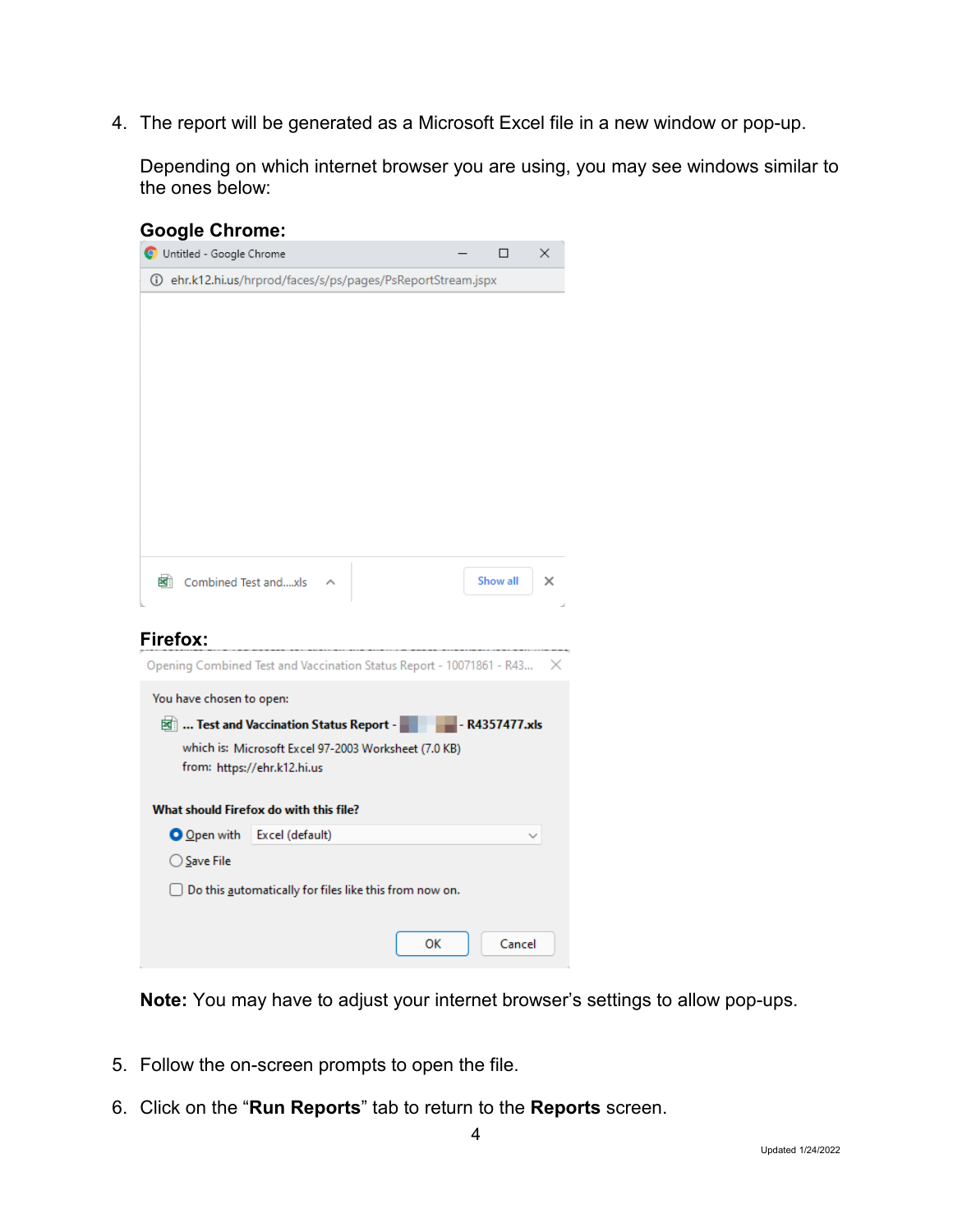4. The report will be generated as a Microsoft Excel file in a new window or pop-up.

   Depending on which internet browser you are using, you may see windows similar to the ones below:

   **Google Chrome:**

   **Firefox:**

   **Note:** You may have to adjust your internet browser's settings to allow pop-ups.

5. Follow the on-screen prompts to open the file.

6. Click on the "**Run Reports**" tab to return to the **Reports** screen.

Updated 1/24/2022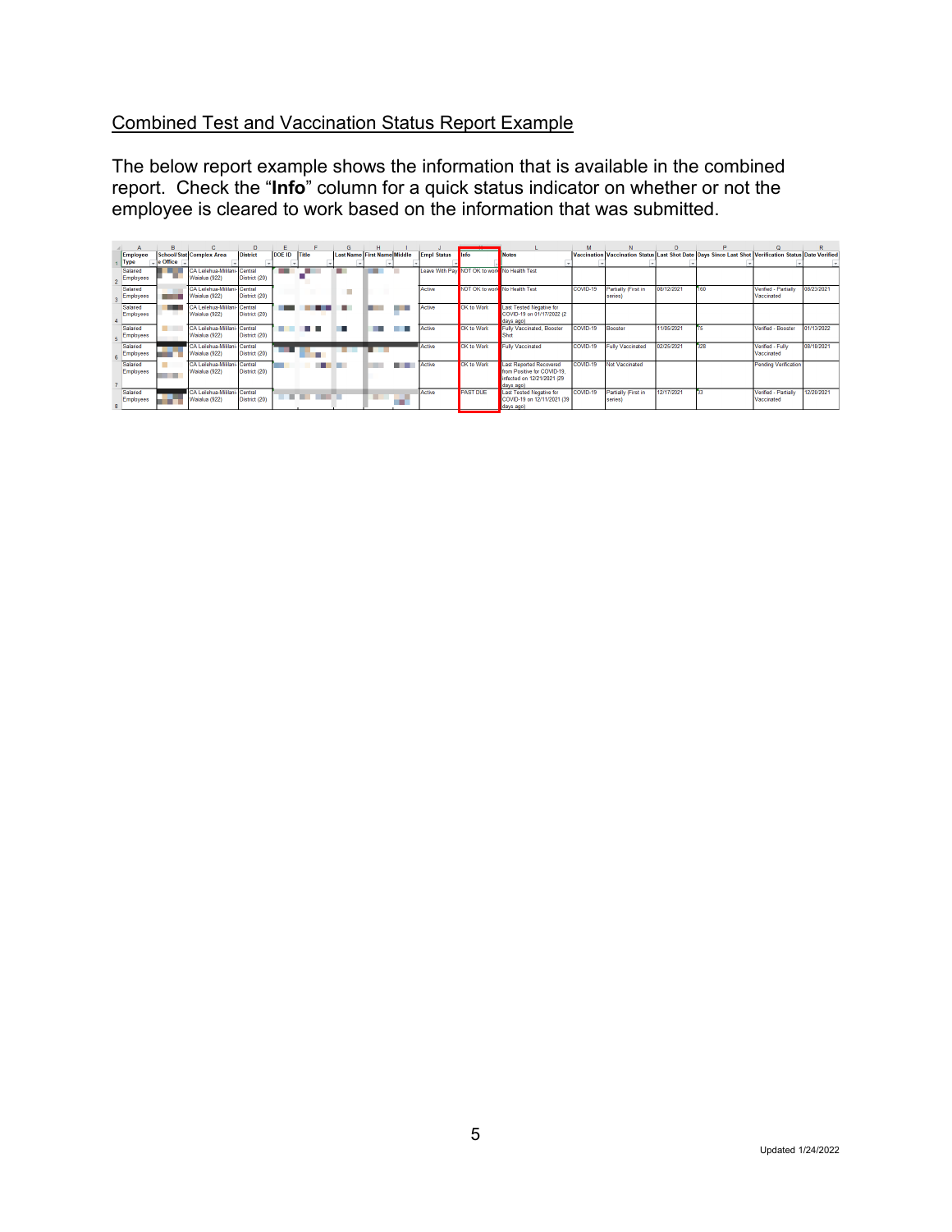## Combined Test and Vaccination Status Report Example

The below report example shows the information that is available in the combined report. Check the "**Info**" column for a quick status indicator on whether or not the employee is cleared to work based on the information that was submitted.

| Employee Type | School/State Office | Complex Area | District | DOE ID | Title | Last Name | First Name | Middle | Empl Status | Info | Notes | Vaccination | Vaccination Status | Last Shot Date | Days Since Last Shot | Verification Status | Date Verified |
|---|---|---|---|---|---|---|---|---|---|---|---|---|---|---|---|---|---|
| Salaried Employees | | CA Leilehua-Mililani-Waialua (922) | Central District (20) | | | | | | Leave With Pay | NOT OK to work | No Health Test | | | | | | |
| Salaried Employees | | CA Leilehua-Mililani-Waialua (922) | Central District (20) | | | | | | Active | NOT OK to work | No Health Test | COVID-19 | Partially (First in series) | 08/12/2021 | 160 | Verified - Partially Vaccinated | 08/23/2021 |
| Salaried Employees | | CA Leilehua-Mililani-Waialua (922) | Central District (20) | | | | | | Active | OK to Work | Last Tested Negative for COVID-19 on 01/17/2022 (2 days ago) | | | | | | |
| Salaried Employees | | CA Leilehua-Mililani-Waialua (922) | Central District (20) | | | | | | Active | OK to Work | Fully Vaccinated, Booster Shot | COVID-19 | Booster | 11/05/2021 | 75 | Verified - Booster | 01/13/2022 |
| Salaried Employees | | CA Leilehua-Mililani-Waialua (922) | Central District (20) | | | | | | Active | OK to Work | Fully Vaccinated | COVID-19 | Fully Vaccinated | 02/25/2021 | 328 | Verified - Fully Vaccinated | 08/18/2021 |
| Salaried Employees | | CA Leilehua-Mililani-Waialua (922) | Central District (20) | | | | | | Active | OK to Work | Last Reported Recovered from Positive for COVID-19, infected on 12/21/2021 (29 days ago) | COVID-19 | Not Vaccinated | | | Pending Verification | |
| Salaried Employees | | CA Leilehua-Mililani-Waialua (922) | Central District (20) | | | | | | Active | PAST DUE | Last Tested Negative for COVID-19 on 12/11/2021 (39 days ago) | COVID-19 | Partially (First in series) | 12/17/2021 | 33 | Verified - Partially Vaccinated | 12/28/2021 |

Updated 1/24/2022